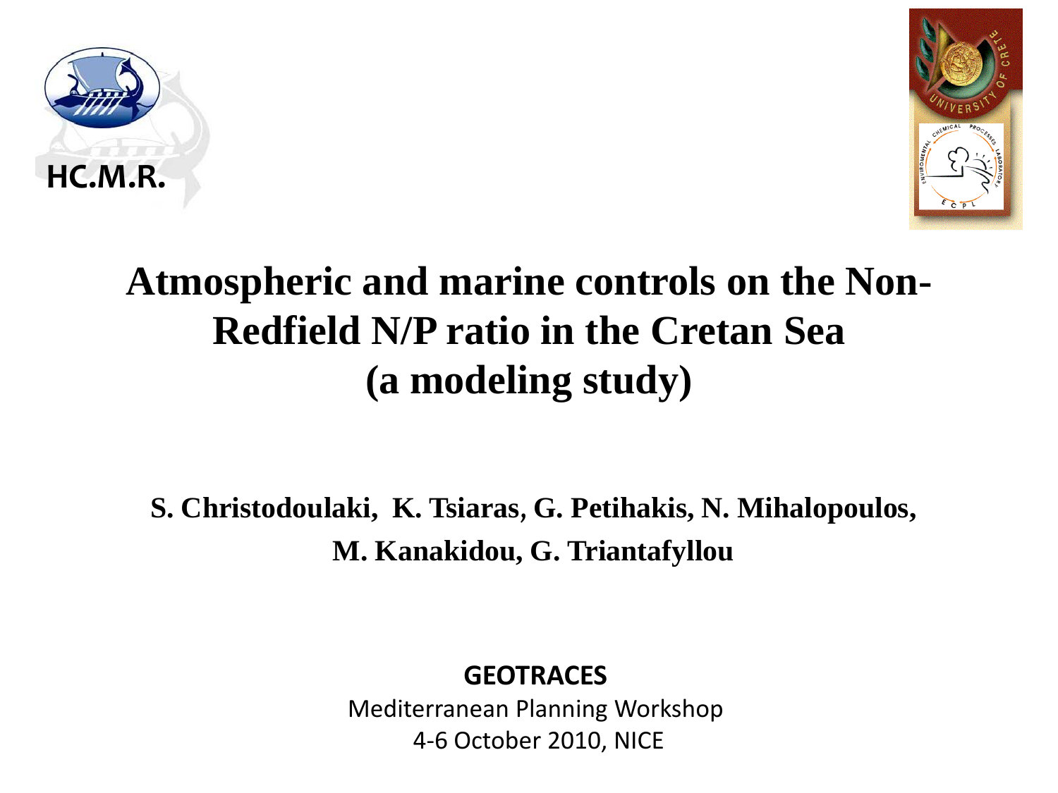HC.M.R.

# Atmospheric and marine controls on the Non-Redfield N/P ratio in the Cretan Sea (a modeling study)

**S. Christodoulaki, K. Tsiaras, G. Petihakis, N. Mihalopoulos, M. Kanakidou, G. Triantafyllou**

**GEOTRACES**

Mediterranean Planning Workshop

4-6 October 2010, NICE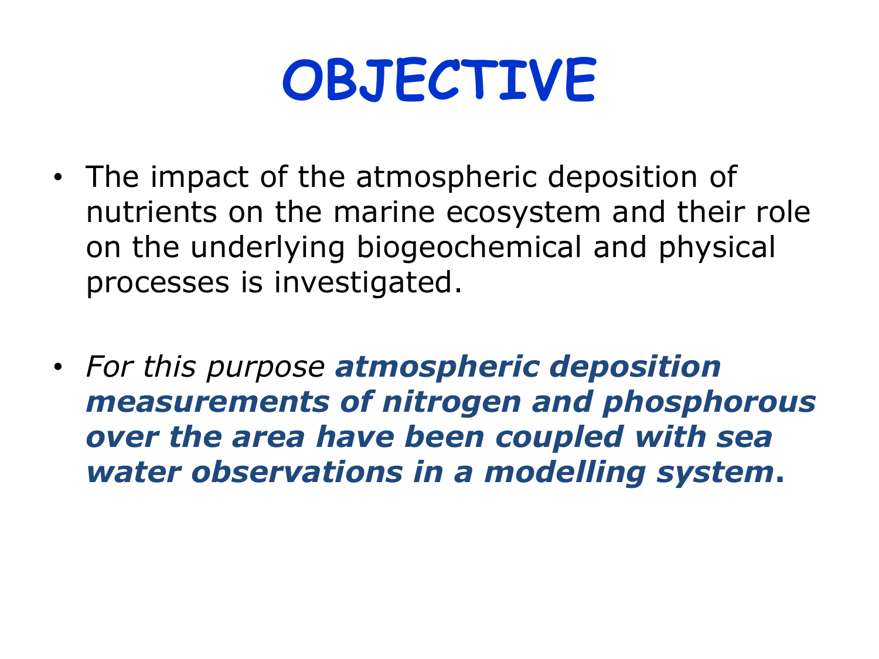# OBJECTIVE

- The impact of the atmospheric deposition of nutrients on the marine ecosystem and their role on the underlying biogeochemical and physical processes is investigated.

- *For this purpose* ***atmospheric deposition measurements of nitrogen and phosphorous over the area have been coupled with sea water observations in a modelling system*****.**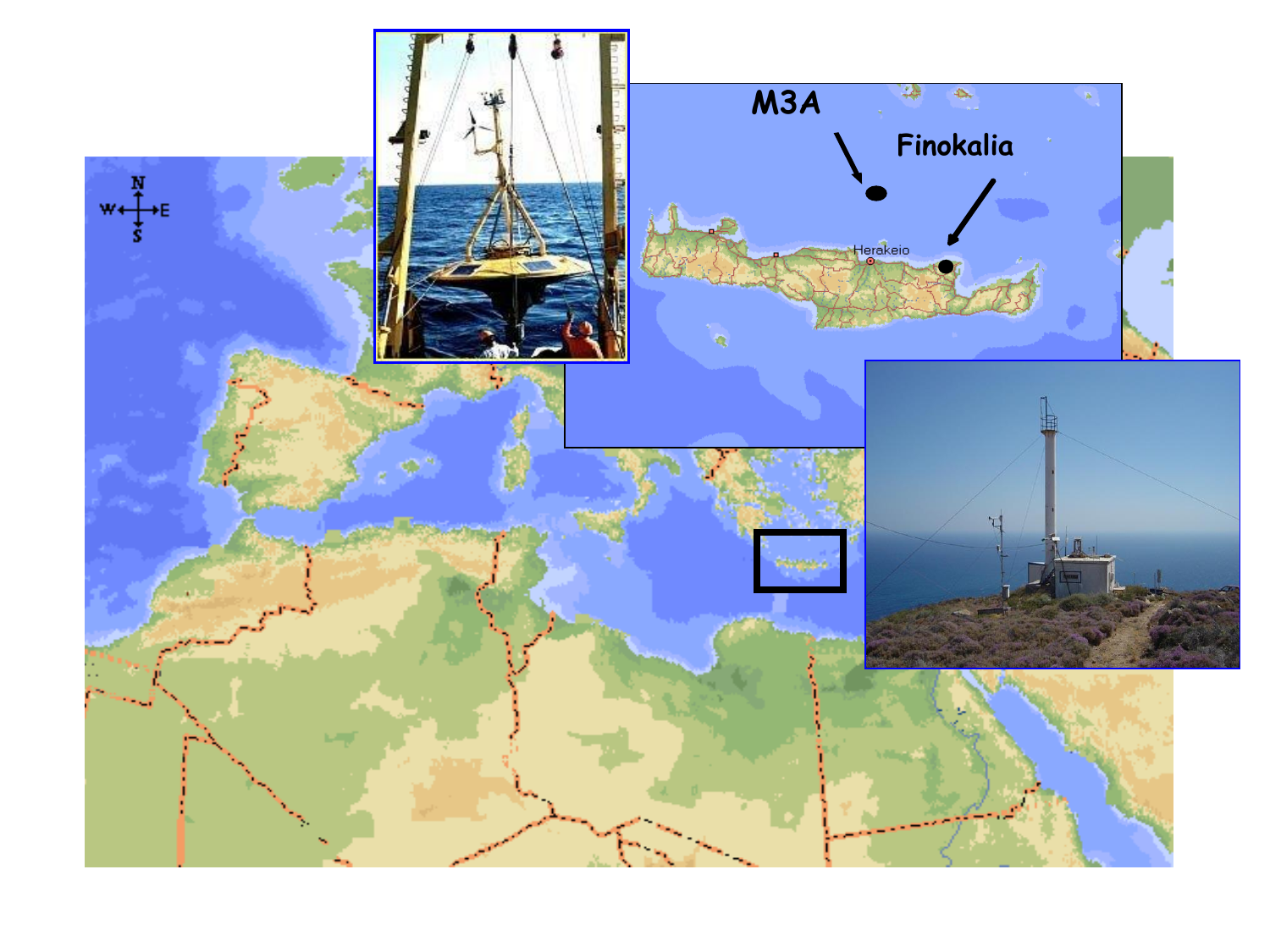M3A

Finokalia

Herakeio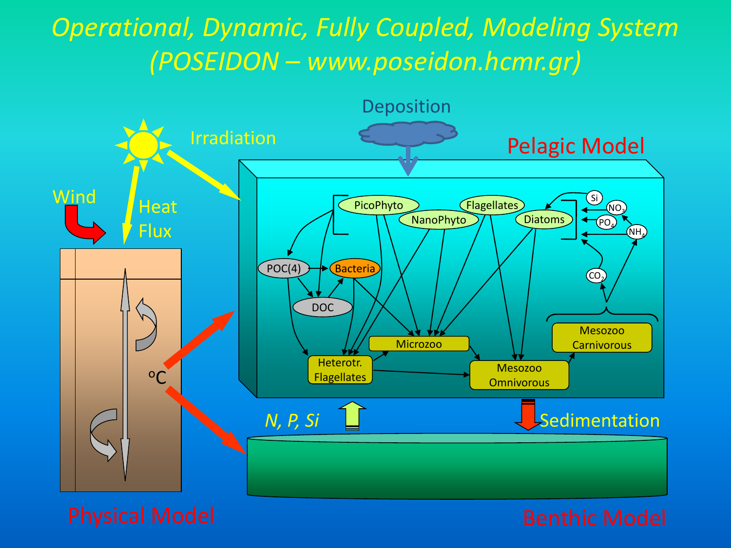# Operational, Dynamic, Fully Coupled, Modeling System (POSEIDON – www.poseidon.hcmr.gr)

Deposition

Irradiation

Pelagic Model

Wind

Heat Flux

PicoPhyto

NanoPhyto

Flagellates

Diatoms

Si

$NO_3$

$PO_4$

$NH_4$

$CO_2$

POC(4)

Bacteria

DOC

Microzoo

Heterotr. Flagellates

Mesozoo Omnivorous

Mesozoo Carnivorous

°C

*N, P, Si*

Sedimentation

Physical Model

Benthic Model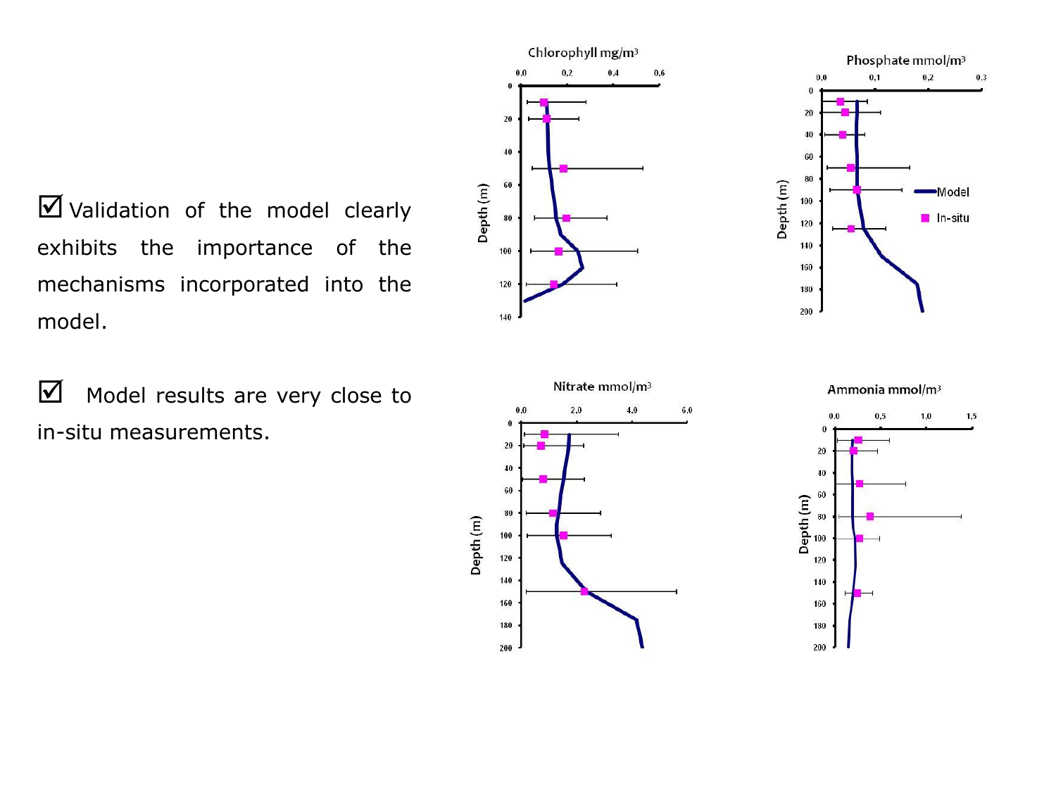☑ Validation of the model clearly exhibits the importance of the mechanisms incorporated into the model.

☑ Model results are very close to in-situ measurements.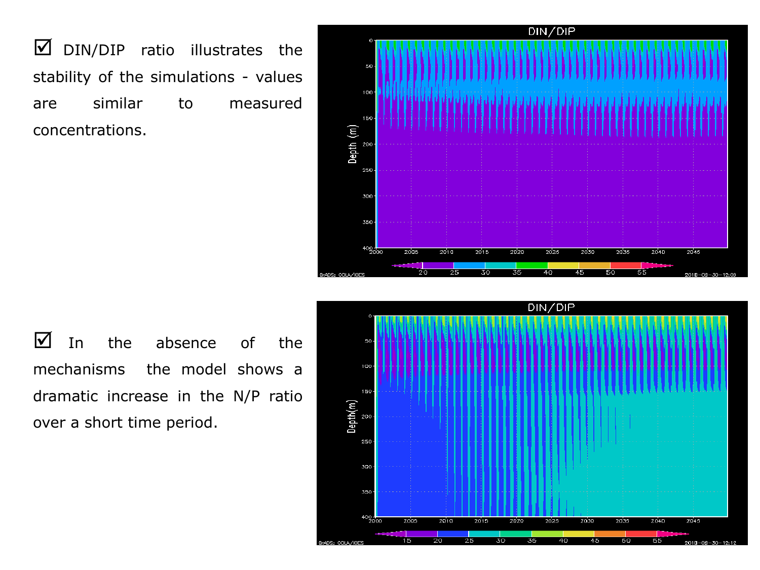☑ DIN/DIP ratio illustrates the stability of the simulations - values are similar to measured concentrations.

☑ In the absence of the mechanisms the model shows a dramatic increase in the N/P ratio over a short time period.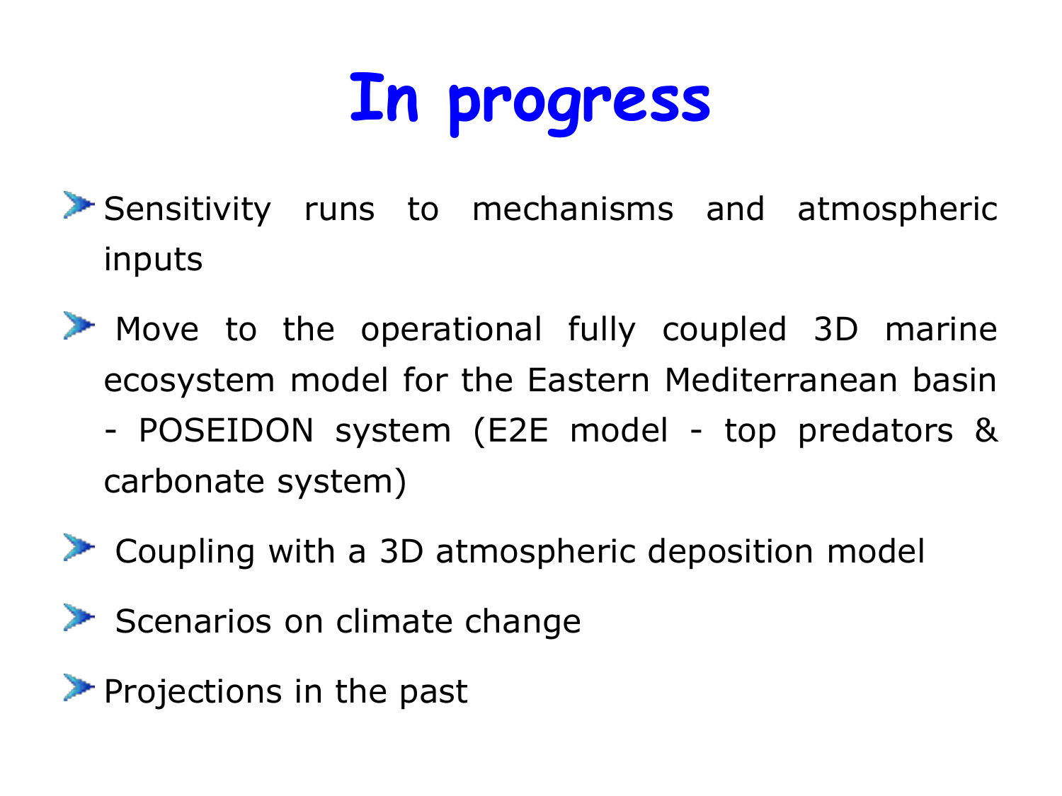# In progress

- Sensitivity runs to mechanisms and atmospheric inputs
- Move to the operational fully coupled 3D marine ecosystem model for the Eastern Mediterranean basin - POSEIDON system (E2E model - top predators & carbonate system)
- Coupling with a 3D atmospheric deposition model
- Scenarios on climate change
- Projections in the past